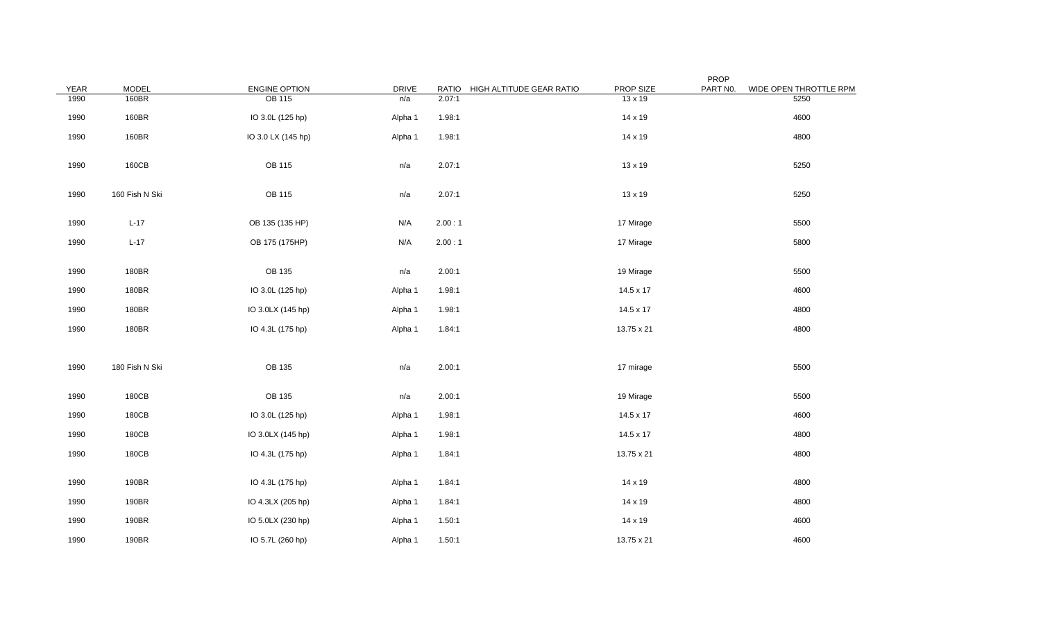| YEAR | MODEL | ENGINE OPTION | DRIVE | RATIO | HIGH ALTITUDE GEAR RATIO | PROP SIZE | PROP PART N0. | WIDE OPEN THROTTLE RPM |
|---|---|---|---|---|---|---|---|---|
| 1990 | 160BR | OB 115 | n/a | 2.07:1 | | 13 x 19 | | 5250 |
| 1990 | 160BR | IO 3.0L (125 hp) | Alpha 1 | 1.98:1 | | 14 x 19 | | 4600 |
| 1990 | 160BR | IO 3.0 LX (145 hp) | Alpha 1 | 1.98:1 | | 14 x 19 | | 4800 |
| 1990 | 160CB | OB 115 | n/a | 2.07:1 | | 13 x 19 | | 5250 |
| 1990 | 160 Fish N Ski | OB 115 | n/a | 2.07:1 | | 13 x 19 | | 5250 |
| 1990 | L-17 | OB 135 (135 HP) | N/A | 2.00 : 1 | | 17 Mirage | | 5500 |
| 1990 | L-17 | OB 175 (175HP) | N/A | 2.00 : 1 | | 17 Mirage | | 5800 |
| 1990 | 180BR | OB 135 | n/a | 2.00:1 | | 19 Mirage | | 5500 |
| 1990 | 180BR | IO 3.0L (125 hp) | Alpha 1 | 1.98:1 | | 14.5 x 17 | | 4600 |
| 1990 | 180BR | IO 3.0LX (145 hp) | Alpha 1 | 1.98:1 | | 14.5 x 17 | | 4800 |
| 1990 | 180BR | IO 4.3L (175 hp) | Alpha 1 | 1.84:1 | | 13.75 x 21 | | 4800 |
| 1990 | 180 Fish N Ski | OB 135 | n/a | 2.00:1 | | 17 mirage | | 5500 |
| 1990 | 180CB | OB 135 | n/a | 2.00:1 | | 19 Mirage | | 5500 |
| 1990 | 180CB | IO 3.0L (125 hp) | Alpha 1 | 1.98:1 | | 14.5 x 17 | | 4600 |
| 1990 | 180CB | IO 3.0LX (145 hp) | Alpha 1 | 1.98:1 | | 14.5 x 17 | | 4800 |
| 1990 | 180CB | IO 4.3L (175 hp) | Alpha 1 | 1.84:1 | | 13.75 x 21 | | 4800 |
| 1990 | 190BR | IO 4.3L (175 hp) | Alpha 1 | 1.84:1 | | 14 x 19 | | 4800 |
| 1990 | 190BR | IO 4.3LX (205 hp) | Alpha 1 | 1.84:1 | | 14 x 19 | | 4800 |
| 1990 | 190BR | IO 5.0LX (230 hp) | Alpha 1 | 1.50:1 | | 14 x 19 | | 4600 |
| 1990 | 190BR | IO 5.7L (260 hp) | Alpha 1 | 1.50:1 | | 13.75 x 21 | | 4600 |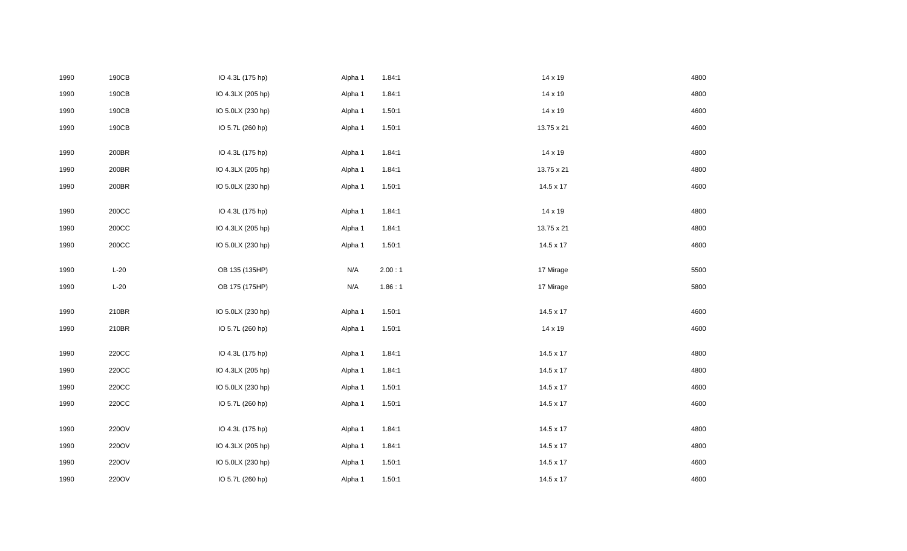| | | | | | | |
|---|---|---|---|---|---|---|
| 1990 | 190CB | IO 4.3L (175 hp) | Alpha 1 | 1.84:1 | 14 x 19 | 4800 |
| 1990 | 190CB | IO 4.3LX (205 hp) | Alpha 1 | 1.84:1 | 14 x 19 | 4800 |
| 1990 | 190CB | IO 5.0LX (230 hp) | Alpha 1 | 1.50:1 | 14 x 19 | 4600 |
| 1990 | 190CB | IO 5.7L (260 hp) | Alpha 1 | 1.50:1 | 13.75 x 21 | 4600 |
| 1990 | 200BR | IO 4.3L (175 hp) | Alpha 1 | 1.84:1 | 14 x 19 | 4800 |
| 1990 | 200BR | IO 4.3LX (205 hp) | Alpha 1 | 1.84:1 | 13.75 x 21 | 4800 |
| 1990 | 200BR | IO 5.0LX (230 hp) | Alpha 1 | 1.50:1 | 14.5 x 17 | 4600 |
| 1990 | 200CC | IO 4.3L (175 hp) | Alpha 1 | 1.84:1 | 14 x 19 | 4800 |
| 1990 | 200CC | IO 4.3LX (205 hp) | Alpha 1 | 1.84:1 | 13.75 x 21 | 4800 |
| 1990 | 200CC | IO 5.0LX (230 hp) | Alpha 1 | 1.50:1 | 14.5 x 17 | 4600 |
| 1990 | L-20 | OB 135 (135HP) | N/A | 2.00 : 1 | 17 Mirage | 5500 |
| 1990 | L-20 | OB 175 (175HP) | N/A | 1.86 : 1 | 17 Mirage | 5800 |
| 1990 | 210BR | IO 5.0LX (230 hp) | Alpha 1 | 1.50:1 | 14.5 x 17 | 4600 |
| 1990 | 210BR | IO 5.7L (260 hp) | Alpha 1 | 1.50:1 | 14 x 19 | 4600 |
| 1990 | 220CC | IO 4.3L (175 hp) | Alpha 1 | 1.84:1 | 14.5 x 17 | 4800 |
| 1990 | 220CC | IO 4.3LX (205 hp) | Alpha 1 | 1.84:1 | 14.5 x 17 | 4800 |
| 1990 | 220CC | IO 5.0LX (230 hp) | Alpha 1 | 1.50:1 | 14.5 x 17 | 4600 |
| 1990 | 220CC | IO 5.7L (260 hp) | Alpha 1 | 1.50:1 | 14.5 x 17 | 4600 |
| 1990 | 220OV | IO 4.3L (175 hp) | Alpha 1 | 1.84:1 | 14.5 x 17 | 4800 |
| 1990 | 220OV | IO 4.3LX (205 hp) | Alpha 1 | 1.84:1 | 14.5 x 17 | 4800 |
| 1990 | 220OV | IO 5.0LX (230 hp) | Alpha 1 | 1.50:1 | 14.5 x 17 | 4600 |
| 1990 | 220OV | IO 5.7L (260 hp) | Alpha 1 | 1.50:1 | 14.5 x 17 | 4600 |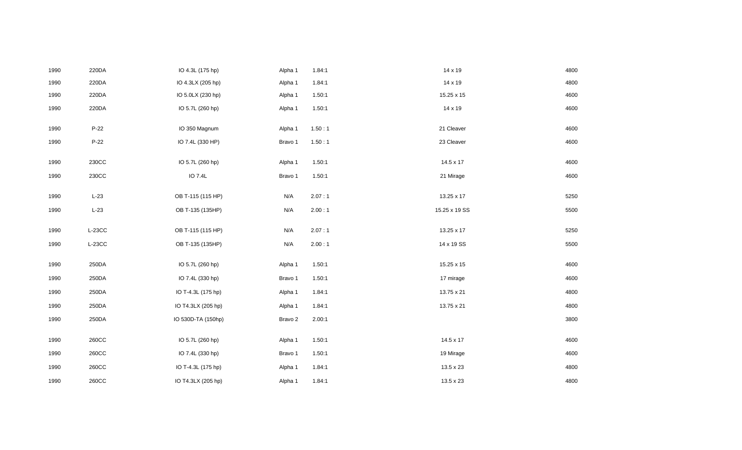| | | | | | | |
|---|---|---|---|---|---|---|
| 1990 | 220DA | IO 4.3L (175 hp) | Alpha 1 | 1.84:1 | 14 x 19 | 4800 |
| 1990 | 220DA | IO 4.3LX (205 hp) | Alpha 1 | 1.84:1 | 14 x 19 | 4800 |
| 1990 | 220DA | IO 5.0LX (230 hp) | Alpha 1 | 1.50:1 | 15.25 x 15 | 4600 |
| 1990 | 220DA | IO 5.7L (260 hp) | Alpha 1 | 1.50:1 | 14 x 19 | 4600 |
| 1990 | P-22 | IO 350 Magnum | Alpha 1 | 1.50 : 1 | 21 Cleaver | 4600 |
| 1990 | P-22 | IO 7.4L (330 HP) | Bravo 1 | 1.50 : 1 | 23 Cleaver | 4600 |
| 1990 | 230CC | IO 5.7L (260 hp) | Alpha 1 | 1.50:1 | 14.5 x 17 | 4600 |
| 1990 | 230CC | IO 7.4L | Bravo 1 | 1.50:1 | 21 Mirage | 4600 |
| 1990 | L-23 | OB T-115 (115 HP) | N/A | 2.07 : 1 | 13.25 x 17 | 5250 |
| 1990 | L-23 | OB T-135 (135HP) | N/A | 2.00 : 1 | 15.25 x 19 SS | 5500 |
| 1990 | L-23CC | OB T-115 (115 HP) | N/A | 2.07 : 1 | 13.25 x 17 | 5250 |
| 1990 | L-23CC | OB T-135 (135HP) | N/A | 2.00 : 1 | 14 x 19 SS | 5500 |
| 1990 | 250DA | IO 5.7L (260 hp) | Alpha 1 | 1.50:1 | 15.25 x 15 | 4600 |
| 1990 | 250DA | IO 7.4L (330 hp) | Bravo 1 | 1.50:1 | 17 mirage | 4600 |
| 1990 | 250DA | IO T-4.3L (175 hp) | Alpha 1 | 1.84:1 | 13.75 x 21 | 4800 |
| 1990 | 250DA | IO T4.3LX (205 hp) | Alpha 1 | 1.84:1 | 13.75 x 21 | 4800 |
| 1990 | 250DA | IO 530D-TA (150hp) | Bravo 2 | 2.00:1 | | 3800 |
| 1990 | 260CC | IO 5.7L (260 hp) | Alpha 1 | 1.50:1 | 14.5 x 17 | 4600 |
| 1990 | 260CC | IO 7.4L (330 hp) | Bravo 1 | 1.50:1 | 19 Mirage | 4600 |
| 1990 | 260CC | IO T-4.3L (175 hp) | Alpha 1 | 1.84:1 | 13.5 x 23 | 4800 |
| 1990 | 260CC | IO T4.3LX (205 hp) | Alpha 1 | 1.84:1 | 13.5 x 23 | 4800 |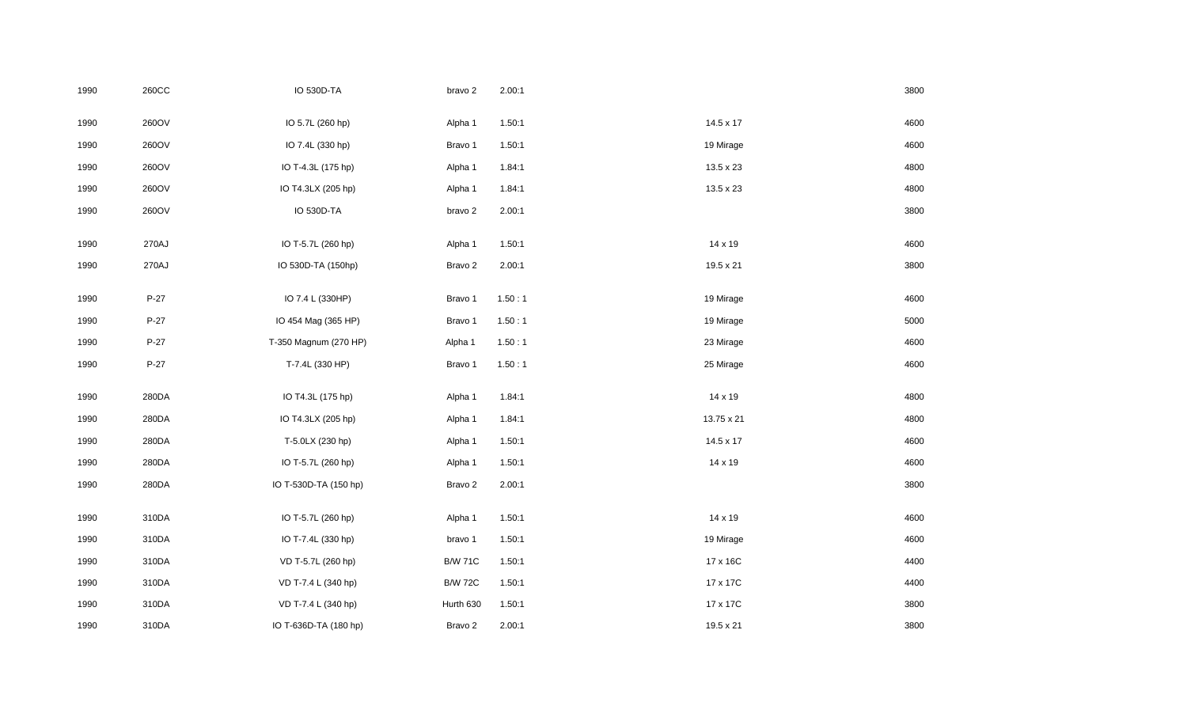| | | | | | | |
|---|---|---|---|---|---|---|
| 1990 | 260CC | IO 530D-TA | bravo 2 | 2.00:1 | | 3800 |
| 1990 | 260OV | IO 5.7L (260 hp) | Alpha 1 | 1.50:1 | 14.5 x 17 | 4600 |
| 1990 | 260OV | IO 7.4L (330 hp) | Bravo 1 | 1.50:1 | 19 Mirage | 4600 |
| 1990 | 260OV | IO T-4.3L (175 hp) | Alpha 1 | 1.84:1 | 13.5 x 23 | 4800 |
| 1990 | 260OV | IO T4.3LX (205 hp) | Alpha 1 | 1.84:1 | 13.5 x 23 | 4800 |
| 1990 | 260OV | IO 530D-TA | bravo 2 | 2.00:1 | | 3800 |
| 1990 | 270AJ | IO T-5.7L (260 hp) | Alpha 1 | 1.50:1 | 14 x 19 | 4600 |
| 1990 | 270AJ | IO 530D-TA (150hp) | Bravo 2 | 2.00:1 | 19.5 x 21 | 3800 |
| 1990 | P-27 | IO 7.4 L (330HP) | Bravo 1 | 1.50 : 1 | 19 Mirage | 4600 |
| 1990 | P-27 | IO 454 Mag (365 HP) | Bravo 1 | 1.50 : 1 | 19 Mirage | 5000 |
| 1990 | P-27 | T-350 Magnum (270 HP) | Alpha 1 | 1.50 : 1 | 23 Mirage | 4600 |
| 1990 | P-27 | T-7.4L (330 HP) | Bravo 1 | 1.50 : 1 | 25 Mirage | 4600 |
| 1990 | 280DA | IO T4.3L (175 hp) | Alpha 1 | 1.84:1 | 14 x 19 | 4800 |
| 1990 | 280DA | IO T4.3LX (205 hp) | Alpha 1 | 1.84:1 | 13.75 x 21 | 4800 |
| 1990 | 280DA | T-5.0LX (230 hp) | Alpha 1 | 1.50:1 | 14.5 x 17 | 4600 |
| 1990 | 280DA | IO T-5.7L (260 hp) | Alpha 1 | 1.50:1 | 14 x 19 | 4600 |
| 1990 | 280DA | IO T-530D-TA (150 hp) | Bravo 2 | 2.00:1 | | 3800 |
| 1990 | 310DA | IO T-5.7L (260 hp) | Alpha 1 | 1.50:1 | 14 x 19 | 4600 |
| 1990 | 310DA | IO T-7.4L (330 hp) | bravo 1 | 1.50:1 | 19 Mirage | 4600 |
| 1990 | 310DA | VD T-5.7L (260 hp) | B/W 71C | 1.50:1 | 17 x 16C | 4400 |
| 1990 | 310DA | VD T-7.4 L (340 hp) | B/W 72C | 1.50:1 | 17 x 17C | 4400 |
| 1990 | 310DA | VD T-7.4 L (340 hp) | Hurth 630 | 1.50:1 | 17 x 17C | 3800 |
| 1990 | 310DA | IO T-636D-TA (180 hp) | Bravo 2 | 2.00:1 | 19.5 x 21 | 3800 |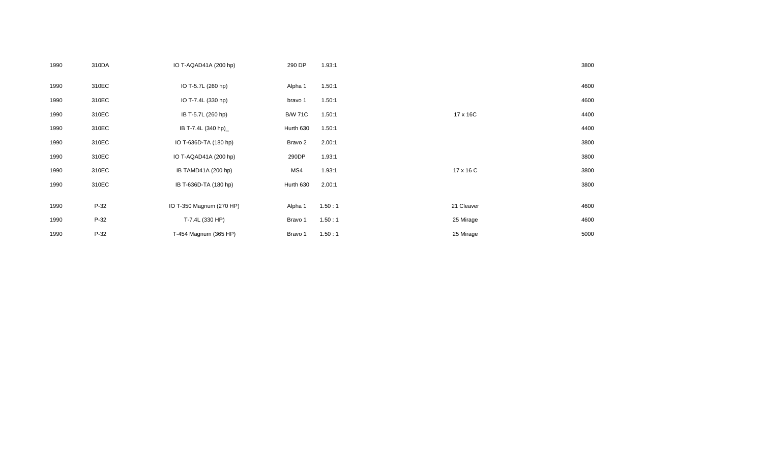| | | | | | | |
|---|---|---|---|---|---|---|
| 1990 | 310DA | IO T-AQAD41A (200 hp) | 290 DP | 1.93:1 | | 3800 |
| 1990 | 310EC | IO T-5.7L (260 hp) | Alpha 1 | 1.50:1 | | 4600 |
| 1990 | 310EC | IO T-7.4L (330 hp) | bravo 1 | 1.50:1 | | 4600 |
| 1990 | 310EC | IB T-5.7L (260 hp) | B/W 71C | 1.50:1 | 17 x 16C | 4400 |
| 1990 | 310EC | IB T-7.4L (340 hp)_ | Hurth 630 | 1.50:1 | | 4400 |
| 1990 | 310EC | IO T-636D-TA (180 hp) | Bravo 2 | 2.00:1 | | 3800 |
| 1990 | 310EC | IO T-AQAD41A (200 hp) | 290DP | 1.93:1 | | 3800 |
| 1990 | 310EC | IB TAMD41A (200 hp) | MS4 | 1.93:1 | 17 x 16 C | 3800 |
| 1990 | 310EC | IB T-636D-TA (180 hp) | Hurth 630 | 2.00:1 | | 3800 |
| 1990 | P-32 | IO T-350 Magnum (270 HP) | Alpha 1 | 1.50 : 1 | 21 Cleaver | 4600 |
| 1990 | P-32 | T-7.4L (330 HP) | Bravo 1 | 1.50 : 1 | 25 Mirage | 4600 |
| 1990 | P-32 | T-454 Magnum (365 HP) | Bravo 1 | 1.50 : 1 | 25 Mirage | 5000 |